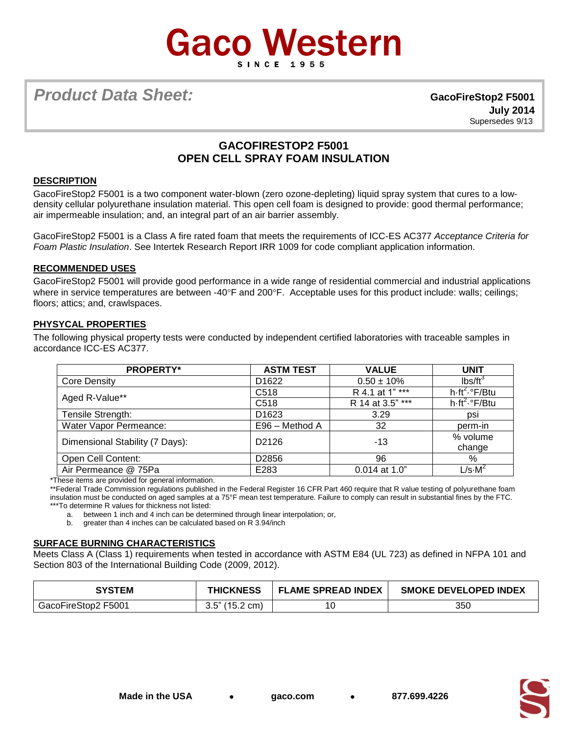# Gaco Western

SINCE 1955

*Product Data Sheet:*

**GacoFireStop2 F5001**
**July 2014**
Supersedes 9/13

## GACOFIRESTOP2 F5001
## OPEN CELL SPRAY FOAM INSULATION

### DESCRIPTION

GacoFireStop2 F5001 is a two component water-blown (zero ozone-depleting) liquid spray system that cures to a low-density cellular polyurethane insulation material. This open cell foam is designed to provide: good thermal performance; air impermeable insulation; and, an integral part of an air barrier assembly.

GacoFireStop2 F5001 is a Class A fire rated foam that meets the requirements of ICC-ES AC377 *Acceptance Criteria for Foam Plastic Insulation*. See Intertek Research Report IRR 1009 for code compliant application information.

### RECOMMENDED USES

GacoFireStop2 F5001 will provide good performance in a wide range of residential commercial and industrial applications where in service temperatures are between -40°F and 200°F. Acceptable uses for this product include: walls; ceilings; floors; attics; and, crawlspaces.

### PHYSYCAL PROPERTIES

The following physical property tests were conducted by independent certified laboratories with traceable samples in accordance ICC-ES AC377.

| PROPERTY* | ASTM TEST | VALUE | UNIT |
|---|---|---|---|
| Core Density | D1622 | 0.50 ± 10% | $lbs/ft^3$ |
| Aged R-Value** | C518 | R 4.1 at 1" *** | $h{\cdot}ft^2{\cdot}°F/Btu$ |
| | C518 | R 14 at 3.5" *** | $h{\cdot}ft^2{\cdot}°F/Btu$ |
| Tensile Strength: | D1623 | 3.29 | psi |
| Water Vapor Permeance: | E96 – Method A | 32 | perm-in |
| Dimensional Stability (7 Days): | D2126 | -13 | % volume change |
| Open Cell Content: | D2856 | 96 | % |
| Air Permeance @ 75Pa | E283 | 0.014 at 1.0" | $L/s{\cdot}M^2$ |

*These items are provided for general information.

**Federal Trade Commission regulations published in the Federal Register 16 CFR Part 460 require that R value testing of polyurethane foam insulation must be conducted on aged samples at a 75°F mean test temperature. Failure to comply can result in substantial fines by the FTC.

***To determine R values for thickness not listed:

a. between 1 inch and 4 inch can be determined through linear interpolation; or,
b. greater than 4 inches can be calculated based on R 3.94/inch

### SURFACE BURNING CHARACTERISTICS

Meets Class A (Class 1) requirements when tested in accordance with ASTM E84 (UL 723) as defined in NFPA 101 and Section 803 of the International Building Code (2009, 2012).

| SYSTEM | THICKNESS | FLAME SPREAD INDEX | SMOKE DEVELOPED INDEX |
|---|---|---|---|
| GacoFireStop2 F5001 | 3.5" (15.2 cm) | 10 | 350 |

**Made in the USA** • **gaco.com** • **877.699.4226**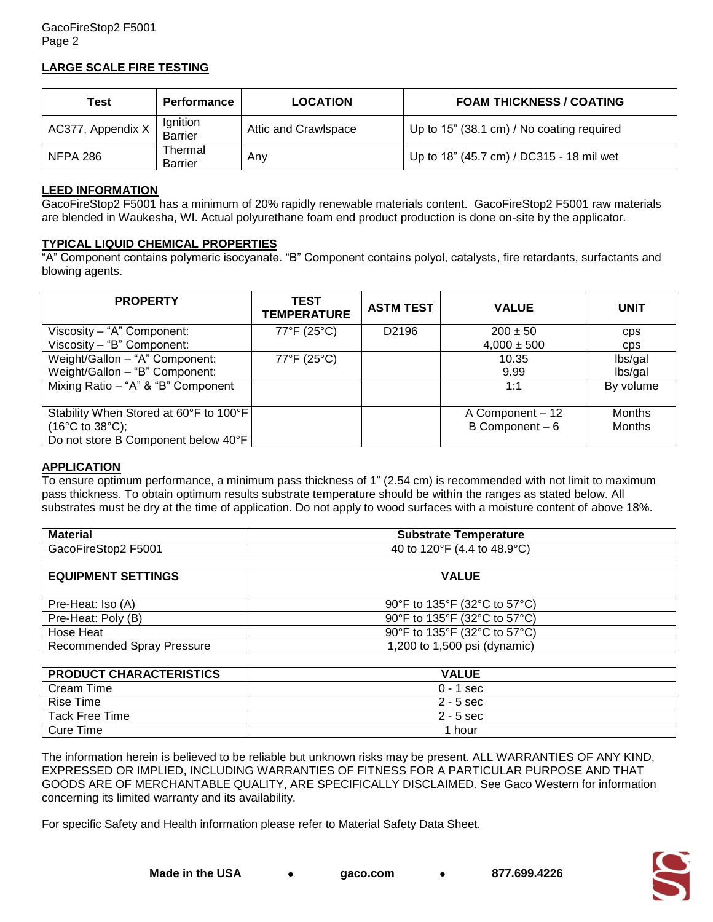## LARGE SCALE FIRE TESTING

| Test | Performance | LOCATION | FOAM THICKNESS / COATING |
|---|---|---|---|
| AC377, Appendix X | Ignition Barrier | Attic and Crawlspace | Up to 15" (38.1 cm) / No coating required |
| NFPA 286 | Thermal Barrier | Any | Up to 18" (45.7 cm) / DC315 - 18 mil wet |

## LEED INFORMATION

GacoFireStop2 F5001 has a minimum of 20% rapidly renewable materials content. GacoFireStop2 F5001 raw materials are blended in Waukesha, WI. Actual polyurethane foam end product production is done on-site by the applicator.

## TYPICAL LIQUID CHEMICAL PROPERTIES

"A" Component contains polymeric isocyanate. "B" Component contains polyol, catalysts, fire retardants, surfactants and blowing agents.

| PROPERTY | TEST TEMPERATURE | ASTM TEST | VALUE | UNIT |
|---|---|---|---|---|
| Viscosity – "A" Component:<br>Viscosity – "B" Component: | 77°F (25°C) | D2196 | 200 ± 50<br>4,000 ± 500 | cps<br>cps |
| Weight/Gallon – "A" Component:<br>Weight/Gallon – "B" Component: | 77°F (25°C) | | 10.35<br>9.99 | lbs/gal<br>lbs/gal |
| Mixing Ratio – "A" & "B" Component | | | 1:1 | By volume |
| Stability When Stored at 60°F to 100°F (16°C to 38°C);<br>Do not store B Component below 40°F | | | A Component – 12<br>B Component – 6 | Months<br>Months |

## APPLICATION

To ensure optimum performance, a minimum pass thickness of 1" (2.54 cm) is recommended with not limit to maximum pass thickness. To obtain optimum results substrate temperature should be within the ranges as stated below. All substrates must be dry at the time of application. Do not apply to wood surfaces with a moisture content of above 18%.

| Material | Substrate Temperature |
|---|---|
| GacoFireStop2 F5001 | 40 to 120°F (4.4 to 48.9°C) |

| EQUIPMENT SETTINGS | VALUE |
|---|---|
| Pre-Heat: Iso (A) | 90°F to 135°F (32°C to 57°C) |
| Pre-Heat: Poly (B) | 90°F to 135°F (32°C to 57°C) |
| Hose Heat | 90°F to 135°F (32°C to 57°C) |
| Recommended Spray Pressure | 1,200 to 1,500 psi (dynamic) |

| PRODUCT CHARACTERISTICS | VALUE |
|---|---|
| Cream Time | 0 - 1 sec |
| Rise Time | 2 - 5 sec |
| Tack Free Time | 2 - 5 sec |
| Cure Time | 1 hour |

The information herein is believed to be reliable but unknown risks may be present. ALL WARRANTIES OF ANY KIND, EXPRESSED OR IMPLIED, INCLUDING WARRANTIES OF FITNESS FOR A PARTICULAR PURPOSE AND THAT GOODS ARE OF MERCHANTABLE QUALITY, ARE SPECIFICALLY DISCLAIMED. See Gaco Western for information concerning its limited warranty and its availability.

For specific Safety and Health information please refer to Material Safety Data Sheet.

**Made in the USA • gaco.com • 877.699.4226**